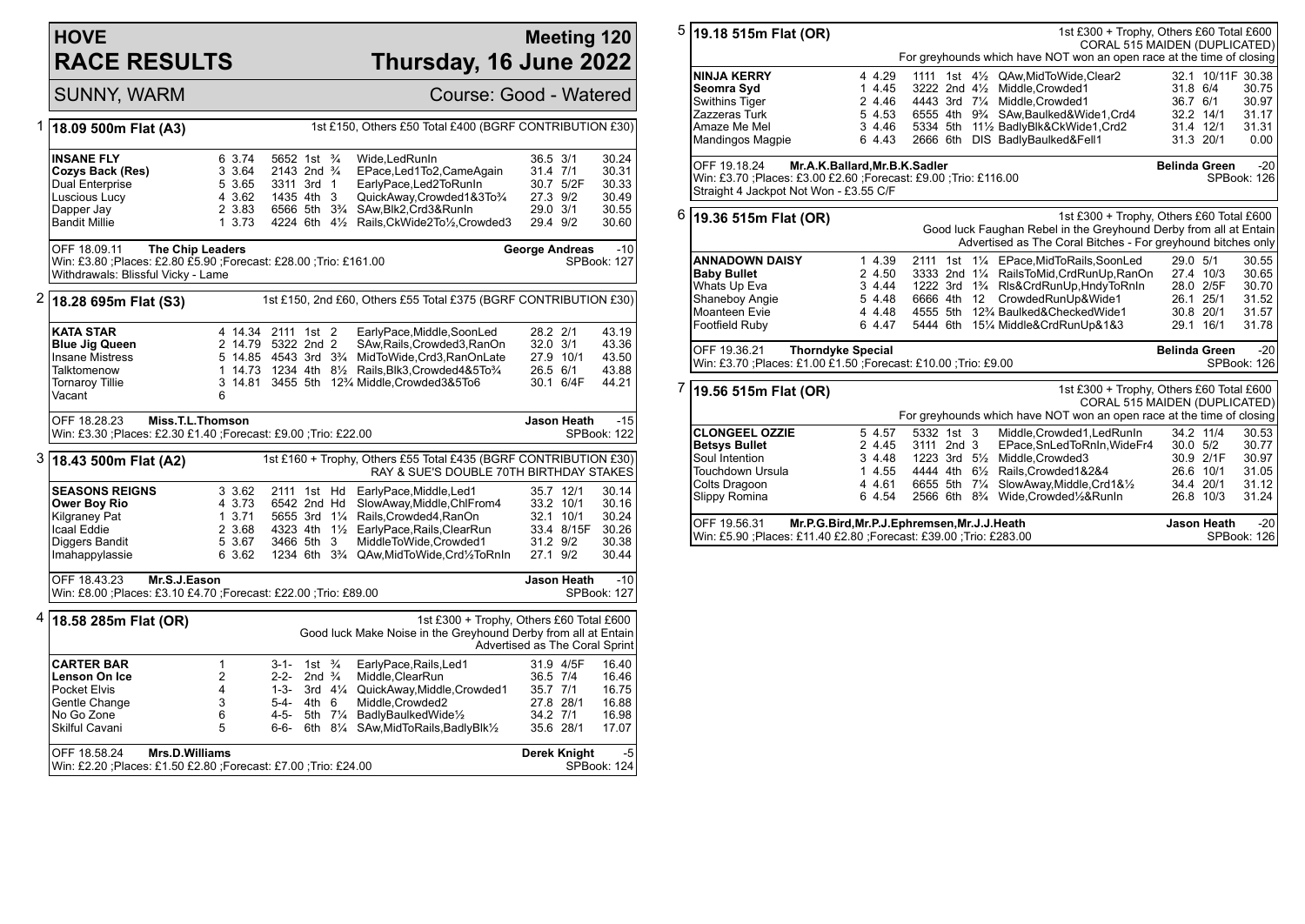# HOVE RACE RESULTS

**Meeting 120**
**Thursday, 16 June 2022**

SUNNY, WARM — Course: Good - Watered

## 1 18.09 500m Flat (A3)

1st £150, Others £50 Total £400 (BGRF CONTRIBUTION £30)

| Greyhound | Trap | Split | Sectionals | Pos | Dist | Comment | Wt | SP | Time |
|---|---|---|---|---|---|---|---|---|---|
| **INSANE FLY** | 6 | 3.74 | 5652 | 1st | ¾ | Wide,LedRunIn | 36.5 | 3/1 | 30.24 |
| **Cozys Back (Res)** | 3 | 3.64 | 2143 | 2nd | ¾ | EPace,Led1To2,CameAgain | 31.4 | 7/1 | 30.31 |
| Dual Enterprise | 5 | 3.65 | 3311 | 3rd | 1 | EarlyPace,Led2ToRunIn | 30.7 | 5/2F | 30.33 |
| Luscious Lucy | 4 | 3.62 | 1435 | 4th | 3 | QuickAway,Crowded1&3To¾ | 27.3 | 9/2 | 30.49 |
| Dapper Jay | 2 | 3.83 | 6566 | 5th | 3¾ | SAw,Blk2,Crd3&RunIn | 29.0 | 3/1 | 30.55 |
| Bandit Millie | 1 | 3.73 | 4224 | 6th | 4½ | Rails,CkWide2To½,Crowded3 | 29.4 | 9/2 | 30.60 |

OFF 18.09.11 **The Chip Leaders** — **George Andreas** -10
Win: £3.80 ;Places: £2.80 £5.90 ;Forecast: £28.00 ;Trio: £161.00 — SPBook: 127
Withdrawals: Blissful Vicky - Lame

## 2 18.28 695m Flat (S3)

1st £150, 2nd £60, Others £55 Total £375 (BGRF CONTRIBUTION £30)

| Greyhound | Trap | Split | Sectionals | Pos | Dist | Comment | Wt | SP | Time |
|---|---|---|---|---|---|---|---|---|---|
| **KATA STAR** | 4 | 14.34 | 2111 | 1st | 2 | EarlyPace,Middle,SoonLed | 28.2 | 2/1 | 43.19 |
| **Blue Jig Queen** | 2 | 14.79 | 5322 | 2nd | 2 | SAw,Rails,Crowded3,RanOn | 32.0 | 3/1 | 43.36 |
| Insane Mistress | 5 | 14.85 | 4543 | 3rd | 3¾ | MidToWide,Crd3,RanOnLate | 27.9 | 10/1 | 43.50 |
| Talktomenow | 1 | 14.73 | 1234 | 4th | 8½ | Rails,Blk3,Crowded4&5To¾ | 26.5 | 6/1 | 43.88 |
| Tornaroy Tillie | 3 | 14.81 | 3455 | 5th | 12¾ | Middle,Crowded3&5To6 | 30.1 | 6/4F | 44.21 |
| Vacant | 6 | | | | | | | | |

OFF 18.28.23 **Miss.T.L.Thomson** — **Jason Heath** -15
Win: £3.30 ;Places: £2.30 £1.40 ;Forecast: £9.00 ;Trio: £22.00 — SPBook: 122

## 3 18.43 500m Flat (A2)

1st £160 + Trophy, Others £55 Total £435 (BGRF CONTRIBUTION £30)
RAY & SUE'S DOUBLE 70TH BIRTHDAY STAKES

| Greyhound | Trap | Split | Sectionals | Pos | Dist | Comment | Wt | SP | Time |
|---|---|---|---|---|---|---|---|---|---|
| **SEASONS REIGNS** | 3 | 3.62 | 2111 | 1st | Hd | EarlyPace,Middle,Led1 | 35.7 | 12/1 | 30.14 |
| **Ower Boy Rio** | 4 | 3.73 | 6542 | 2nd | Hd | SlowAway,Middle,ChlFrom4 | 33.2 | 10/1 | 30.16 |
| Kilgraney Pat | 1 | 3.71 | 5655 | 3rd | 1¼ | Rails,Crowded4,RanOn | 32.1 | 10/1 | 30.24 |
| Icaal Eddie | 2 | 3.68 | 4323 | 4th | 1½ | EarlyPace,Rails,ClearRun | 33.4 | 8/15F | 30.26 |
| Diggers Bandit | 5 | 3.67 | 3466 | 5th | 3 | MiddleToWide,Crowded1 | 31.2 | 9/2 | 30.38 |
| Imahappylassie | 6 | 3.62 | 1234 | 6th | 3¾ | QAw,MidToWide,Crd½ToRnIn | 27.1 | 9/2 | 30.44 |

OFF 18.43.23 **Mr.S.J.Eason** — **Jason Heath** -10
Win: £8.00 ;Places: £3.10 £4.70 ;Forecast: £22.00 ;Trio: £89.00 — SPBook: 127

## 4 18.58 285m Flat (OR)

1st £300 + Trophy, Others £60 Total £600
Good luck Make Noise in the Greyhound Derby from all at Entain
Advertised as The Coral Sprint

| Greyhound | Trap | Sectionals | Pos | Dist | Comment | Wt | SP | Time |
|---|---|---|---|---|---|---|---|---|
| **CARTER BAR** | 1 | 3-1- | 1st | ¾ | EarlyPace,Rails,Led1 | 31.9 | 4/5F | 16.40 |
| **Lenson On Ice** | 2 | 2-2- | 2nd | ¾ | Middle,ClearRun | 36.5 | 7/4 | 16.46 |
| Pocket Elvis | 4 | 1-3- | 3rd | 4¼ | QuickAway,Middle,Crowded1 | 35.7 | 7/1 | 16.75 |
| Gentle Change | 3 | 5-4- | 4th | 6 | Middle,Crowded2 | 27.8 | 28/1 | 16.88 |
| No Go Zone | 6 | 4-5- | 5th | 7¼ | BadlyBaulkedWide½ | 34.2 | 7/1 | 16.98 |
| Skilful Cavani | 5 | 6-6- | 6th | 8¼ | SAw,MidToRails,BadlyBlk½ | 35.6 | 28/1 | 17.07 |

OFF 18.58.24 **Mrs.D.Williams** — **Derek Knight** -5
Win: £2.20 ;Places: £1.50 £2.80 ;Forecast: £7.00 ;Trio: £24.00 — SPBook: 124

## 5 19.18 515m Flat (OR)

1st £300 + Trophy, Others £60 Total £600
CORAL 515 MAIDEN (DUPLICATED)
For greyhounds which have NOT won an open race at the time of closing

| Greyhound | Trap | Split | Sectionals | Pos | Dist | Comment | Wt | SP | Time |
|---|---|---|---|---|---|---|---|---|---|
| **NINJA KERRY** | 4 | 4.29 | 1111 | 1st | 4½ | QAw,MidToWide,Clear2 | 32.1 | 10/11F | 30.38 |
| **Seomra Syd** | 1 | 4.45 | 3222 | 2nd | 4½ | Middle,Crowded1 | 31.8 | 6/4 | 30.75 |
| Swithins Tiger | 2 | 4.46 | 4443 | 3rd | 7¼ | Middle,Crowded1 | 36.7 | 6/1 | 30.97 |
| Zazzeras Turk | 5 | 4.53 | 6555 | 4th | 9¾ | SAw,Baulked&Wide1,Crd4 | 32.2 | 14/1 | 31.17 |
| Amaze Me Mel | 3 | 4.46 | 5334 | 5th | 11½ | BadlyBlk&CkWide1,Crd2 | 31.4 | 12/1 | 31.31 |
| Mandingos Magpie | 6 | 4.43 | 2666 | 6th | DIS | BadlyBaulked&Fell1 | 31.3 | 20/1 | 0.00 |

OFF 19.18.24 **Mr.A.K.Ballard,Mr.B.K.Sadler** — **Belinda Green** -20
Win: £3.70 ;Places: £3.00 £2.60 ;Forecast: £9.00 ;Trio: £116.00 — SPBook: 126
Straight 4 Jackpot Not Won - £3.55 C/F

## 6 19.36 515m Flat (OR)

1st £300 + Trophy, Others £60 Total £600
Good luck Faughan Rebel in the Greyhound Derby from all at Entain
Advertised as The Coral Bitches - For greyhound bitches only

| Greyhound | Trap | Split | Sectionals | Pos | Dist | Comment | Wt | SP | Time |
|---|---|---|---|---|---|---|---|---|---|
| **ANNADOWN DAISY** | 1 | 4.39 | 2111 | 1st | 1¼ | EPace,MidToRails,SoonLed | 29.0 | 5/1 | 30.55 |
| **Baby Bullet** | 2 | 4.50 | 3333 | 2nd | 1¼ | RailsToMid,CrdRunUp,RanOn | 27.4 | 10/3 | 30.65 |
| Whats Up Eva | 3 | 4.44 | 1222 | 3rd | 1¾ | Rls&CrdRunUp,HndyToRnIn | 28.0 | 2/5F | 30.70 |
| Shaneboy Angie | 5 | 4.48 | 6666 | 4th | 12 | CrowdedRunUp&Wide1 | 26.1 | 25/1 | 31.52 |
| Moanteen Evie | 4 | 4.48 | 4555 | 5th | 12¾ | Baulked&CheckedWide1 | 30.8 | 20/1 | 31.57 |
| Footfield Ruby | 6 | 4.47 | 5444 | 6th | 15¼ | Middle&CrdRunUp&1&3 | 29.1 | 16/1 | 31.78 |

OFF 19.36.21 **Thorndyke Special** — **Belinda Green** -20
Win: £3.70 ;Places: £1.00 £1.50 ;Forecast: £10.00 ;Trio: £9.00 — SPBook: 126

## 7 19.56 515m Flat (OR)

1st £300 + Trophy, Others £60 Total £600
CORAL 515 MAIDEN (DUPLICATED)
For greyhounds which have NOT won an open race at the time of closing

| Greyhound | Trap | Split | Sectionals | Pos | Dist | Comment | Wt | SP | Time |
|---|---|---|---|---|---|---|---|---|---|
| **CLONGEEL OZZIE** | 5 | 4.57 | 5332 | 1st | 3 | Middle,Crowded1,LedRunIn | 34.2 | 11/4 | 30.53 |
| **Betsys Bullet** | 2 | 4.45 | 3111 | 2nd | 3 | EPace,SnLedToRnIn,WideFr4 | 30.0 | 5/2 | 30.77 |
| Soul Intention | 3 | 4.48 | 1223 | 3rd | 5½ | Middle,Crowded3 | 30.9 | 2/1F | 30.97 |
| Touchdown Ursula | 1 | 4.55 | 4444 | 4th | 6½ | Rails,Crowded1&2&4 | 26.6 | 10/1 | 31.05 |
| Colts Dragoon | 4 | 4.61 | 6655 | 5th | 7¼ | SlowAway,Middle,Crd1&½ | 34.4 | 20/1 | 31.12 |
| Slippy Romina | 6 | 4.54 | 2566 | 6th | 8¾ | Wide,Crowded½&RunIn | 26.8 | 10/3 | 31.24 |

OFF 19.56.31 **Mr.P.G.Bird,Mr.P.J.Ephremsen,Mr.J.J.Heath** — **Jason Heath** -20
Win: £5.90 ;Places: £11.40 £2.80 ;Forecast: £39.00 ;Trio: £283.00 — SPBook: 126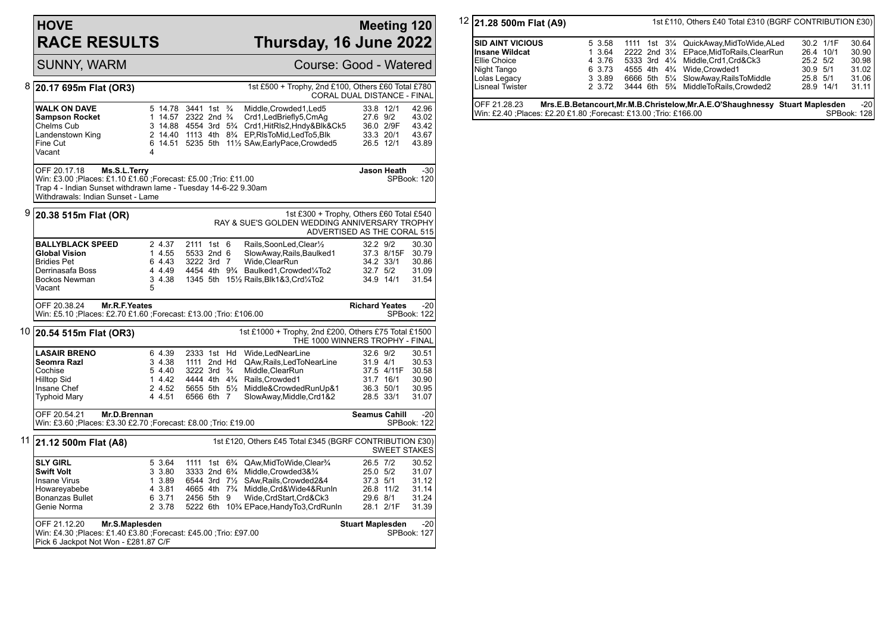# HOVE RACE RESULTS

## Meeting 120 — Thursday, 16 June 2022

SUNNY, WARM — Course: Good - Watered

### 8 — 20.17 695m Flat (OR3)

1st £500 + Trophy, 2nd £100, Others £60 Total £780 — CORAL DUAL DISTANCE - FINAL

| | | | | | | | | | | |
|---|---|---|---|---|---|---|---|---|---|---|
| **WALK ON DAVE** | 5 | 14.78 | 3441 | 1st | ¾ | Middle,Crowded1,Led5 | 33.8 | 12/1 | 42.96 |
| **Sampson Rocket** | 1 | 14.57 | 2322 | 2nd | ¾ | Crd1,LedBriefly5,CmAg | 27.6 | 9/2 | 43.02 |
| Chelms Cub | 3 | 14.88 | 4554 | 3rd | 5¾ | Crd1,HitRls2,Hndy&Blk&Ck5 | 36.0 | 2/9F | 43.42 |
| Landenstown King | 2 | 14.40 | 1113 | 4th | 8¾ | EP,RlsToMid,LedTo5,Blk | 33.3 | 20/1 | 43.67 |
| Fine Cut | 6 | 14.51 | 5235 | 5th | 11½ | SAw,EarlyPace,Crowded5 | 26.5 | 12/1 | 43.89 |
| Vacant | 4 | | | | | | | | |

OFF 20.17.18 **Ms.S.L.Terry** — **Jason Heath** -30
Win: £3.00 ;Places: £1.10 £1.60 ;Forecast: £5.00 ;Trio: £11.00 — SPBook: 120
Trap 4 - Indian Sunset withdrawn lame - Tuesday 14-6-22 9.30am
Withdrawals: Indian Sunset - Lame

### 9 — 20.38 515m Flat (OR)

1st £300 + Trophy, Others £60 Total £540 — RAY & SUE'S GOLDEN WEDDING ANNIVERSARY TROPHY — ADVERTISED AS THE CORAL 515

| | | | | | | | | | |
|---|---|---|---|---|---|---|---|---|---|
| **BALLYBLACK SPEED** | 2 | 4.37 | 2111 | 1st | 6 | Rails,SoonLed,Clear½ | 32.2 | 9/2 | 30.30 |
| **Global Vision** | 1 | 4.55 | 5533 | 2nd | 6 | SlowAway,Rails,Baulked1 | 37.3 | 8/15F | 30.79 |
| Bridies Pet | 6 | 4.43 | 3222 | 3rd | 7 | Wide,ClearRun | 34.2 | 33/1 | 30.86 |
| Derrinasafa Boss | 4 | 4.49 | 4454 | 4th | 9¾ | Baulked1,Crowded¼To2 | 32.7 | 5/2 | 31.09 |
| Bockos Newman | 3 | 4.38 | 1345 | 5th | 15½ | Rails,Blk1&3,Crd¼To2 | 34.9 | 14/1 | 31.54 |
| Vacant | 5 | | | | | | | | |

OFF 20.38.24 **Mr.R.F.Yeates** — **Richard Yeates** -20
Win: £5.10 ;Places: £2.70 £1.60 ;Forecast: £13.00 ;Trio: £106.00 — SPBook: 122

### 10 — 20.54 515m Flat (OR3)

1st £1000 + Trophy, 2nd £200, Others £75 Total £1500 — THE 1000 WINNERS TROPHY - FINAL

| | | | | | | | | | |
|---|---|---|---|---|---|---|---|---|---|
| **LASAIR BRENO** | 6 | 4.39 | 2333 | 1st | Hd | Wide,LedNearLine | 32.6 | 9/2 | 30.51 |
| **Seomra Razl** | 3 | 4.38 | 1111 | 2nd | Hd | QAw,Rails,LedToNearLine | 31.9 | 4/1 | 30.53 |
| Cochise | 5 | 4.40 | 3222 | 3rd | ¾ | Middle,ClearRun | 37.5 | 4/11F | 30.58 |
| Hilltop Sid | 1 | 4.42 | 4444 | 4th | 4¾ | Rails,Crowded1 | 31.7 | 16/1 | 30.90 |
| Insane Chef | 2 | 4.52 | 5655 | 5th | 5½ | Middle&CrowdedRunUp&1 | 36.3 | 50/1 | 30.95 |
| Typhoid Mary | 4 | 4.51 | 6566 | 6th | 7 | SlowAway,Middle,Crd1&2 | 28.5 | 33/1 | 31.07 |

OFF 20.54.21 **Mr.D.Brennan** — **Seamus Cahill** -20
Win: £3.60 ;Places: £3.30 £2.70 ;Forecast: £8.00 ;Trio: £19.00 — SPBook: 122

### 11 — 21.12 500m Flat (A8)

1st £120, Others £45 Total £345 (BGRF CONTRIBUTION £30) — SWEET STAKES

| | | | | | | | | | |
|---|---|---|---|---|---|---|---|---|---|
| **SLY GIRL** | 5 | 3.64 | 1111 | 1st | 6¾ | QAw,MidToWide,Clear¾ | 26.5 | 7/2 | 30.52 |
| **Swift Volt** | 3 | 3.80 | 3333 | 2nd | 6¾ | Middle,Crowded3&¾ | 25.0 | 5/2 | 31.07 |
| Insane Virus | 1 | 3.89 | 6544 | 3rd | 7½ | SAw,Rails,Crowded2&4 | 37.3 | 5/1 | 31.12 |
| Howareyabebe | 4 | 3.81 | 4665 | 4th | 7¾ | Middle,Crd&Wide4&RunIn | 26.8 | 11/2 | 31.14 |
| Bonanzas Bullet | 6 | 3.71 | 2456 | 5th | 9 | Wide,CrdStart,Crd&Ck3 | 29.6 | 8/1 | 31.24 |
| Genie Norma | 2 | 3.78 | 5222 | 6th | 10¾ | EPace,HandyTo3,CrdRunIn | 28.1 | 2/1F | 31.39 |

OFF 21.12.20 **Mr.S.Maplesden** — **Stuart Maplesden** -20
Win: £4.30 ;Places: £1.40 £3.80 ;Forecast: £45.00 ;Trio: £97.00 — SPBook: 127
Pick 6 Jackpot Not Won - £281.87 C/F

### 12 — 21.28 500m Flat (A9)

1st £110, Others £40 Total £310 (BGRF CONTRIBUTION £30)

| | | | | | | | | | |
|---|---|---|---|---|---|---|---|---|---|
| **SID AINT VICIOUS** | 5 | 3.58 | 1111 | 1st | 3¼ | QuickAway,MidToWide,ALed | 30.2 | 1/1F | 30.64 |
| **Insane Wildcat** | 1 | 3.64 | 2222 | 2nd | 3¼ | EPace,MidToRails,ClearRun | 26.4 | 10/1 | 30.90 |
| Ellie Choice | 4 | 3.76 | 5333 | 3rd | 4¼ | Middle,Crd1,Crd&Ck3 | 25.2 | 5/2 | 30.98 |
| Night Tango | 6 | 3.73 | 4555 | 4th | 4¾ | Wide,Crowded1 | 30.9 | 5/1 | 31.02 |
| Lolas Legacy | 3 | 3.89 | 6666 | 5th | 5¼ | SlowAway,RailsToMiddle | 25.8 | 5/1 | 31.06 |
| Lisneal Twister | 2 | 3.72 | 3444 | 6th | 5¾ | MiddleToRails,Crowded2 | 28.9 | 14/1 | 31.11 |

OFF 21.28.23 **Mrs.E.B.Betancourt,Mr.M.B.Christelow,Mr.A.E.O'Shaughnessy** — **Stuart Maplesden** -20
Win: £2.40 ;Places: £2.20 £1.80 ;Forecast: £13.00 ;Trio: £166.00 — SPBook: 128